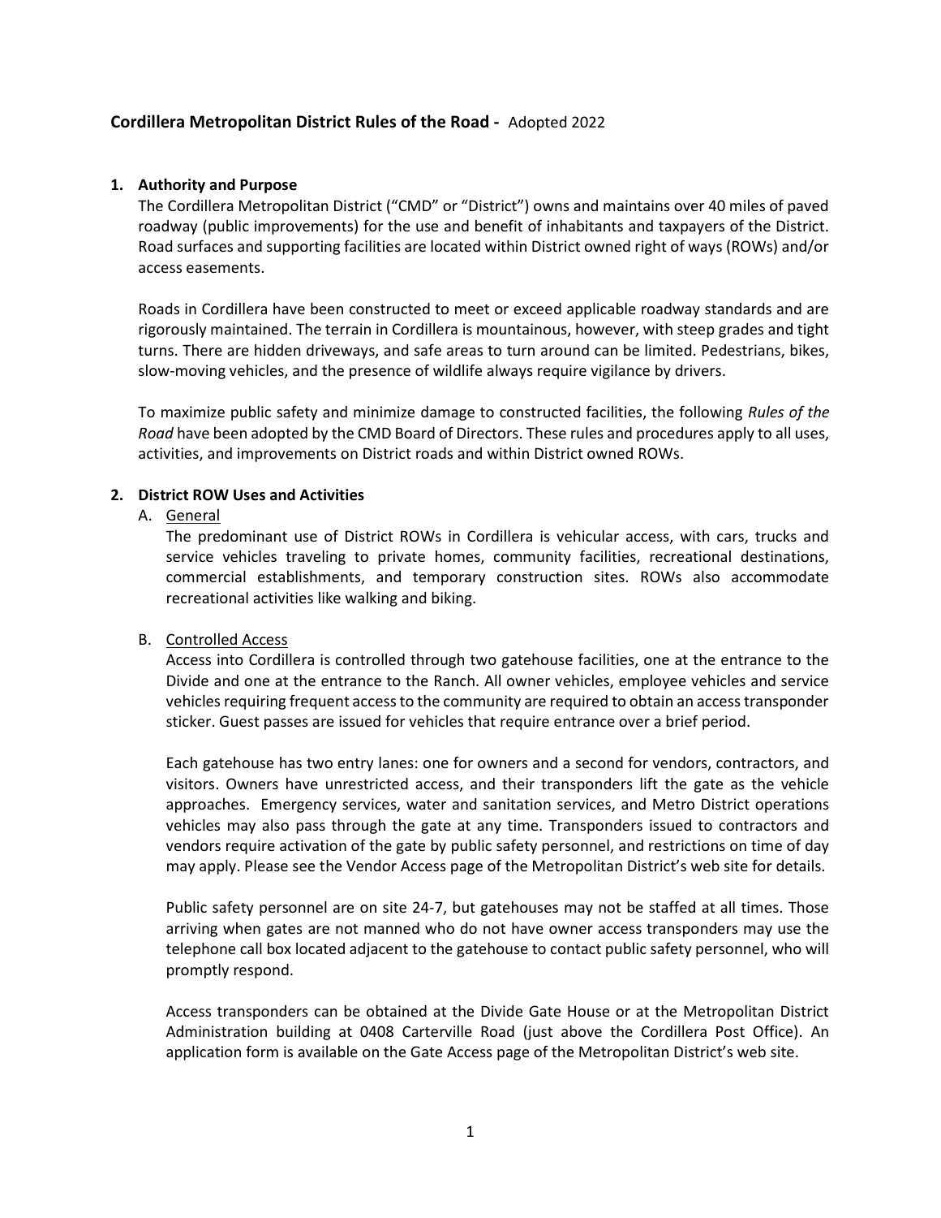**Cordillera Metropolitan District Rules of the Road -** Adopted 2022

## 1. Authority and Purpose

The Cordillera Metropolitan District ("CMD" or "District") owns and maintains over 40 miles of paved roadway (public improvements) for the use and benefit of inhabitants and taxpayers of the District. Road surfaces and supporting facilities are located within District owned right of ways (ROWs) and/or access easements.

Roads in Cordillera have been constructed to meet or exceed applicable roadway standards and are rigorously maintained. The terrain in Cordillera is mountainous, however, with steep grades and tight turns. There are hidden driveways, and safe areas to turn around can be limited. Pedestrians, bikes, slow-moving vehicles, and the presence of wildlife always require vigilance by drivers.

To maximize public safety and minimize damage to constructed facilities, the following *Rules of the Road* have been adopted by the CMD Board of Directors. These rules and procedures apply to all uses, activities, and improvements on District roads and within District owned ROWs.

## 2. District ROW Uses and Activities

### A. General

The predominant use of District ROWs in Cordillera is vehicular access, with cars, trucks and service vehicles traveling to private homes, community facilities, recreational destinations, commercial establishments, and temporary construction sites. ROWs also accommodate recreational activities like walking and biking.

### B. Controlled Access

Access into Cordillera is controlled through two gatehouse facilities, one at the entrance to the Divide and one at the entrance to the Ranch. All owner vehicles, employee vehicles and service vehicles requiring frequent access to the community are required to obtain an access transponder sticker. Guest passes are issued for vehicles that require entrance over a brief period.

Each gatehouse has two entry lanes: one for owners and a second for vendors, contractors, and visitors. Owners have unrestricted access, and their transponders lift the gate as the vehicle approaches. Emergency services, water and sanitation services, and Metro District operations vehicles may also pass through the gate at any time. Transponders issued to contractors and vendors require activation of the gate by public safety personnel, and restrictions on time of day may apply. Please see the Vendor Access page of the Metropolitan District's web site for details.

Public safety personnel are on site 24-7, but gatehouses may not be staffed at all times. Those arriving when gates are not manned who do not have owner access transponders may use the telephone call box located adjacent to the gatehouse to contact public safety personnel, who will promptly respond.

Access transponders can be obtained at the Divide Gate House or at the Metropolitan District Administration building at 0408 Carterville Road (just above the Cordillera Post Office). An application form is available on the Gate Access page of the Metropolitan District's web site.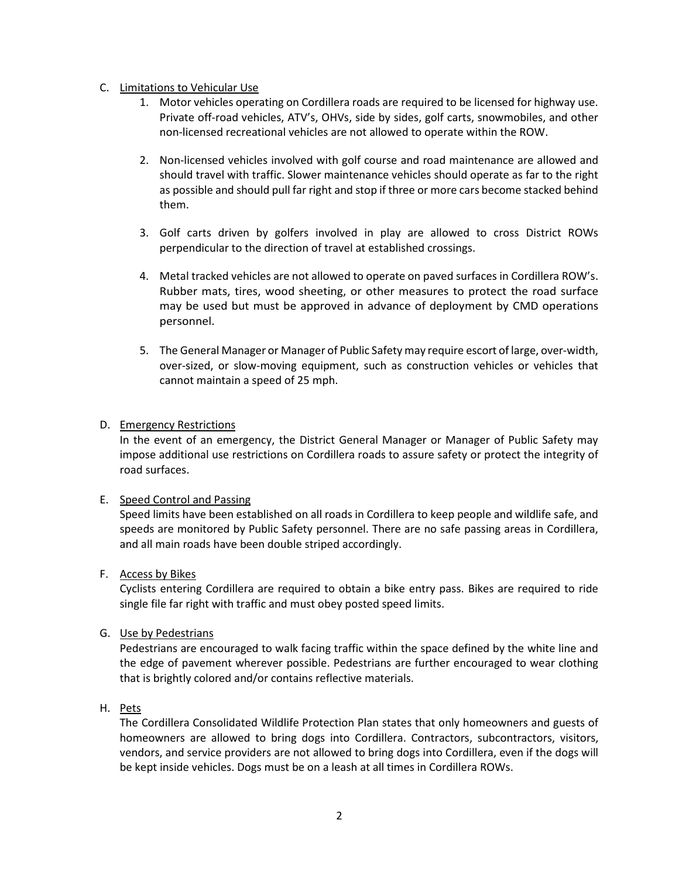C. Limitations to Vehicular Use

1. Motor vehicles operating on Cordillera roads are required to be licensed for highway use. Private off-road vehicles, ATV's, OHVs, side by sides, golf carts, snowmobiles, and other non-licensed recreational vehicles are not allowed to operate within the ROW.

2. Non-licensed vehicles involved with golf course and road maintenance are allowed and should travel with traffic. Slower maintenance vehicles should operate as far to the right as possible and should pull far right and stop if three or more cars become stacked behind them.

3. Golf carts driven by golfers involved in play are allowed to cross District ROWs perpendicular to the direction of travel at established crossings.

4. Metal tracked vehicles are not allowed to operate on paved surfaces in Cordillera ROW's. Rubber mats, tires, wood sheeting, or other measures to protect the road surface may be used but must be approved in advance of deployment by CMD operations personnel.

5. The General Manager or Manager of Public Safety may require escort of large, over-width, over-sized, or slow-moving equipment, such as construction vehicles or vehicles that cannot maintain a speed of 25 mph.

D. Emergency Restrictions

In the event of an emergency, the District General Manager or Manager of Public Safety may impose additional use restrictions on Cordillera roads to assure safety or protect the integrity of road surfaces.

E. Speed Control and Passing

Speed limits have been established on all roads in Cordillera to keep people and wildlife safe, and speeds are monitored by Public Safety personnel. There are no safe passing areas in Cordillera, and all main roads have been double striped accordingly.

F. Access by Bikes

Cyclists entering Cordillera are required to obtain a bike entry pass. Bikes are required to ride single file far right with traffic and must obey posted speed limits.

G. Use by Pedestrians

Pedestrians are encouraged to walk facing traffic within the space defined by the white line and the edge of pavement wherever possible. Pedestrians are further encouraged to wear clothing that is brightly colored and/or contains reflective materials.

H. Pets

The Cordillera Consolidated Wildlife Protection Plan states that only homeowners and guests of homeowners are allowed to bring dogs into Cordillera. Contractors, subcontractors, visitors, vendors, and service providers are not allowed to bring dogs into Cordillera, even if the dogs will be kept inside vehicles. Dogs must be on a leash at all times in Cordillera ROWs.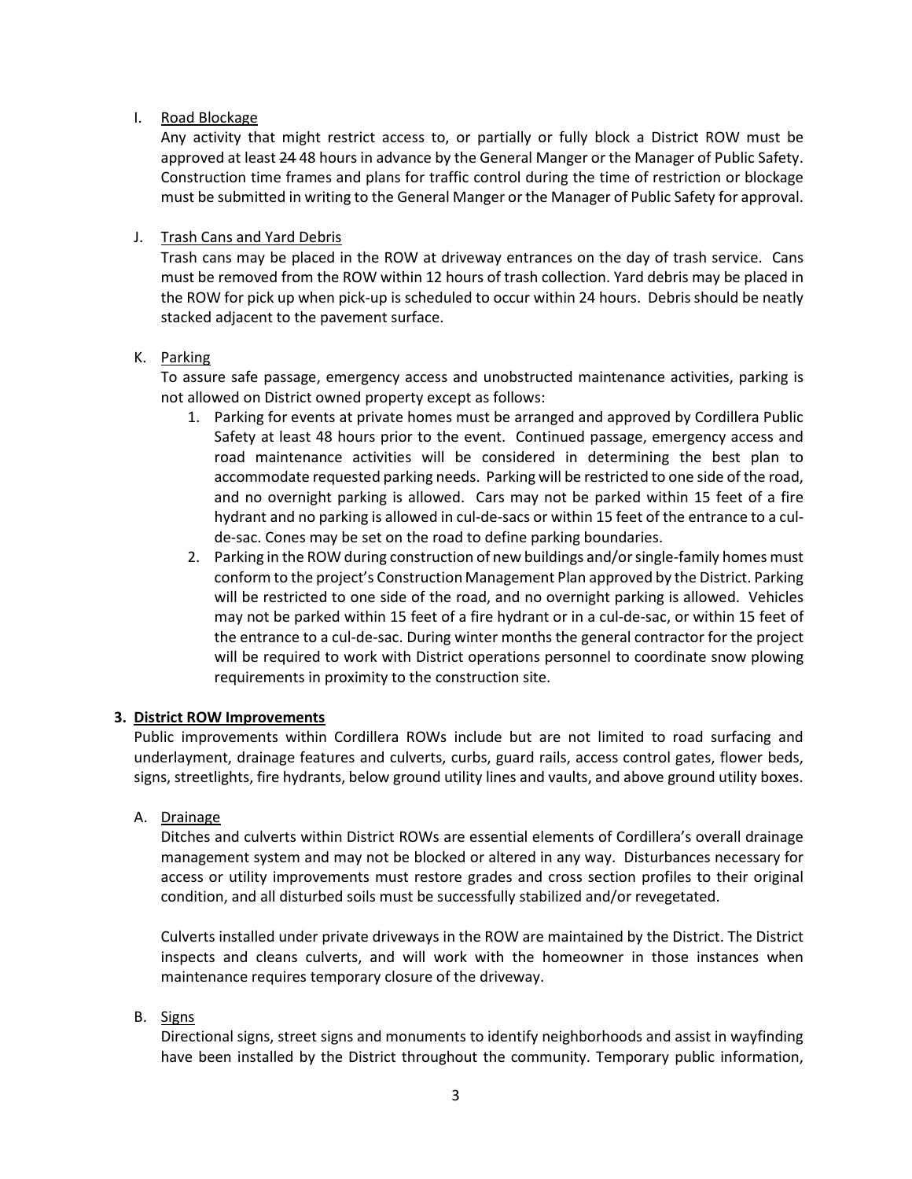I. Road Blockage

Any activity that might restrict access to, or partially or fully block a District ROW must be approved at least ~~24~~ 48 hours in advance by the General Manger or the Manager of Public Safety. Construction time frames and plans for traffic control during the time of restriction or blockage must be submitted in writing to the General Manger or the Manager of Public Safety for approval.

J. Trash Cans and Yard Debris

Trash cans may be placed in the ROW at driveway entrances on the day of trash service. Cans must be removed from the ROW within 12 hours of trash collection. Yard debris may be placed in the ROW for pick up when pick-up is scheduled to occur within 24 hours. Debris should be neatly stacked adjacent to the pavement surface.

K. Parking

To assure safe passage, emergency access and unobstructed maintenance activities, parking is not allowed on District owned property except as follows:

1. Parking for events at private homes must be arranged and approved by Cordillera Public Safety at least 48 hours prior to the event. Continued passage, emergency access and road maintenance activities will be considered in determining the best plan to accommodate requested parking needs. Parking will be restricted to one side of the road, and no overnight parking is allowed. Cars may not be parked within 15 feet of a fire hydrant and no parking is allowed in cul-de-sacs or within 15 feet of the entrance to a cul-de-sac. Cones may be set on the road to define parking boundaries.
2. Parking in the ROW during construction of new buildings and/or single-family homes must conform to the project's Construction Management Plan approved by the District. Parking will be restricted to one side of the road, and no overnight parking is allowed. Vehicles may not be parked within 15 feet of a fire hydrant or in a cul-de-sac, or within 15 feet of the entrance to a cul-de-sac. During winter months the general contractor for the project will be required to work with District operations personnel to coordinate snow plowing requirements in proximity to the construction site.

## 3. District ROW Improvements

Public improvements within Cordillera ROWs include but are not limited to road surfacing and underlayment, drainage features and culverts, curbs, guard rails, access control gates, flower beds, signs, streetlights, fire hydrants, below ground utility lines and vaults, and above ground utility boxes.

A. Drainage

Ditches and culverts within District ROWs are essential elements of Cordillera's overall drainage management system and may not be blocked or altered in any way. Disturbances necessary for access or utility improvements must restore grades and cross section profiles to their original condition, and all disturbed soils must be successfully stabilized and/or revegetated.

Culverts installed under private driveways in the ROW are maintained by the District. The District inspects and cleans culverts, and will work with the homeowner in those instances when maintenance requires temporary closure of the driveway.

B. Signs

Directional signs, street signs and monuments to identify neighborhoods and assist in wayfinding have been installed by the District throughout the community. Temporary public information,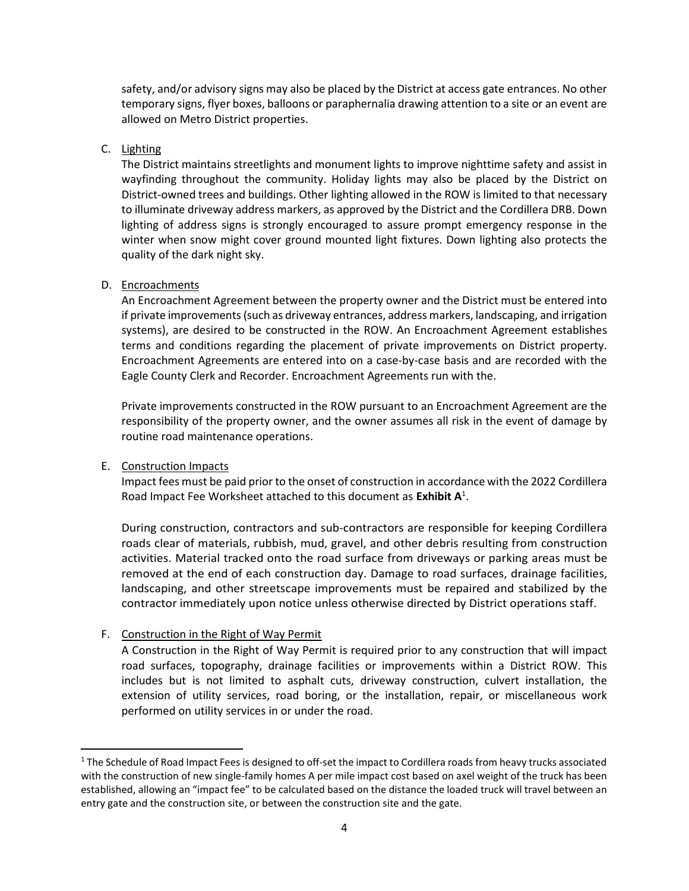safety, and/or advisory signs may also be placed by the District at access gate entrances. No other temporary signs, flyer boxes, balloons or paraphernalia drawing attention to a site or an event are allowed on Metro District properties.

C. Lighting

The District maintains streetlights and monument lights to improve nighttime safety and assist in wayfinding throughout the community. Holiday lights may also be placed by the District on District-owned trees and buildings. Other lighting allowed in the ROW is limited to that necessary to illuminate driveway address markers, as approved by the District and the Cordillera DRB. Down lighting of address signs is strongly encouraged to assure prompt emergency response in the winter when snow might cover ground mounted light fixtures. Down lighting also protects the quality of the dark night sky.

D. Encroachments

An Encroachment Agreement between the property owner and the District must be entered into if private improvements (such as driveway entrances, address markers, landscaping, and irrigation systems), are desired to be constructed in the ROW. An Encroachment Agreement establishes terms and conditions regarding the placement of private improvements on District property. Encroachment Agreements are entered into on a case-by-case basis and are recorded with the Eagle County Clerk and Recorder. Encroachment Agreements run with the.

Private improvements constructed in the ROW pursuant to an Encroachment Agreement are the responsibility of the property owner, and the owner assumes all risk in the event of damage by routine road maintenance operations.

E. Construction Impacts

Impact fees must be paid prior to the onset of construction in accordance with the 2022 Cordillera Road Impact Fee Worksheet attached to this document as **Exhibit A**[1].

During construction, contractors and sub-contractors are responsible for keeping Cordillera roads clear of materials, rubbish, mud, gravel, and other debris resulting from construction activities. Material tracked onto the road surface from driveways or parking areas must be removed at the end of each construction day. Damage to road surfaces, drainage facilities, landscaping, and other streetscape improvements must be repaired and stabilized by the contractor immediately upon notice unless otherwise directed by District operations staff.

F. Construction in the Right of Way Permit

A Construction in the Right of Way Permit is required prior to any construction that will impact road surfaces, topography, drainage facilities or improvements within a District ROW. This includes but is not limited to asphalt cuts, driveway construction, culvert installation, the extension of utility services, road boring, or the installation, repair, or miscellaneous work performed on utility services in or under the road.

---

[1] The Schedule of Road Impact Fees is designed to off-set the impact to Cordillera roads from heavy trucks associated with the construction of new single-family homes A per mile impact cost based on axel weight of the truck has been established, allowing an "impact fee" to be calculated based on the distance the loaded truck will travel between an entry gate and the construction site, or between the construction site and the gate.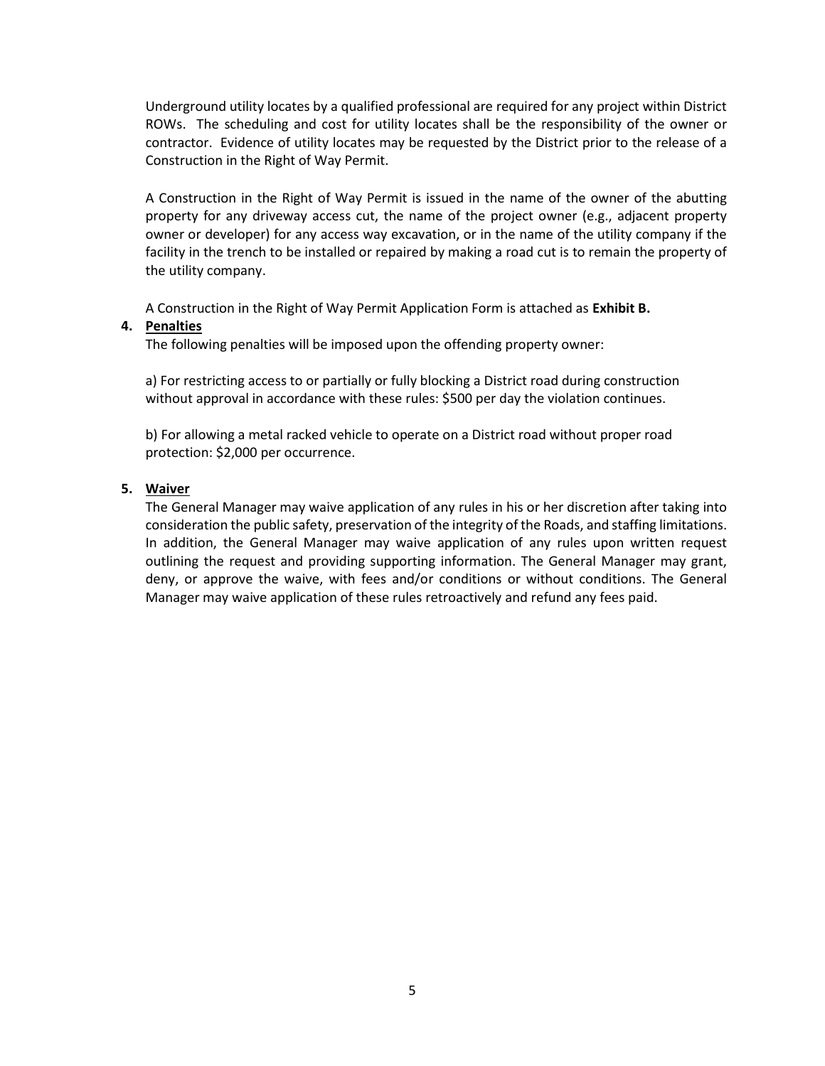Underground utility locates by a qualified professional are required for any project within District ROWs. The scheduling and cost for utility locates shall be the responsibility of the owner or contractor. Evidence of utility locates may be requested by the District prior to the release of a Construction in the Right of Way Permit.

A Construction in the Right of Way Permit is issued in the name of the owner of the abutting property for any driveway access cut, the name of the project owner (e.g., adjacent property owner or developer) for any access way excavation, or in the name of the utility company if the facility in the trench to be installed or repaired by making a road cut is to remain the property of the utility company.

A Construction in the Right of Way Permit Application Form is attached as **Exhibit B.**

**4. Penalties**

The following penalties will be imposed upon the offending property owner:

a) For restricting access to or partially or fully blocking a District road during construction without approval in accordance with these rules: $500 per day the violation continues.

b) For allowing a metal racked vehicle to operate on a District road without proper road protection: $2,000 per occurrence.

**5. Waiver**

The General Manager may waive application of any rules in his or her discretion after taking into consideration the public safety, preservation of the integrity of the Roads, and staffing limitations. In addition, the General Manager may waive application of any rules upon written request outlining the request and providing supporting information. The General Manager may grant, deny, or approve the waive, with fees and/or conditions or without conditions. The General Manager may waive application of these rules retroactively and refund any fees paid.